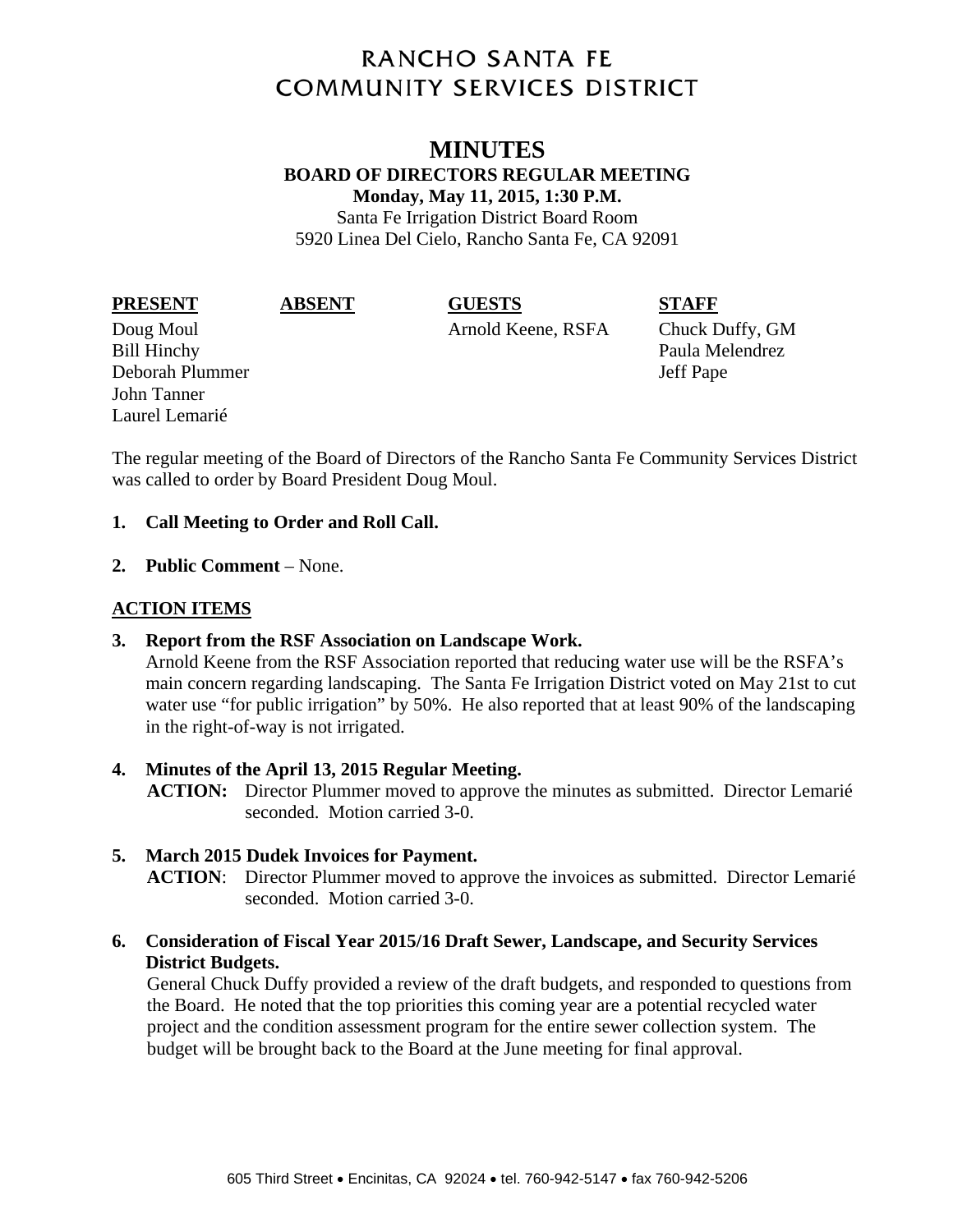# RANCHO SANTA FE COMMUNITY SERVICES DISTRICT

## MINUTES

### BOARD OF DIRECTORS REGULAR MEETING

**Monday, May 11, 2015, 1:30 P.M.**

Santa Fe Irrigation District Board Room
5920 Linea Del Cielo, Rancho Santa Fe, CA 92091

| PRESENT | ABSENT | GUESTS | STAFF |
|---|---|---|---|
| Doug Moul | | Arnold Keene, RSFA | Chuck Duffy, GM |
| Bill Hinchy | | | Paula Melendrez |
| Deborah Plummer | | | Jeff Pape |
| John Tanner | | | |
| Laurel Lemarié | | | |

The regular meeting of the Board of Directors of the Rancho Santa Fe Community Services District was called to order by Board President Doug Moul.

1. **Call Meeting to Order and Roll Call.**

2. **Public Comment** – None.

**ACTION ITEMS**

3. **Report from the RSF Association on Landscape Work.**
   Arnold Keene from the RSF Association reported that reducing water use will be the RSFA's main concern regarding landscaping. The Santa Fe Irrigation District voted on May 21st to cut water use "for public irrigation" by 50%. He also reported that at least 90% of the landscaping in the right-of-way is not irrigated.

4. **Minutes of the April 13, 2015 Regular Meeting.**
   **ACTION:** Director Plummer moved to approve the minutes as submitted. Director Lemarié seconded. Motion carried 3-0.

5. **March 2015 Dudek Invoices for Payment.**
   **ACTION**: Director Plummer moved to approve the invoices as submitted. Director Lemarié seconded. Motion carried 3-0.

6. **Consideration of Fiscal Year 2015/16 Draft Sewer, Landscape, and Security Services District Budgets.**
   General Chuck Duffy provided a review of the draft budgets, and responded to questions from the Board. He noted that the top priorities this coming year are a potential recycled water project and the condition assessment program for the entire sewer collection system. The budget will be brought back to the Board at the June meeting for final approval.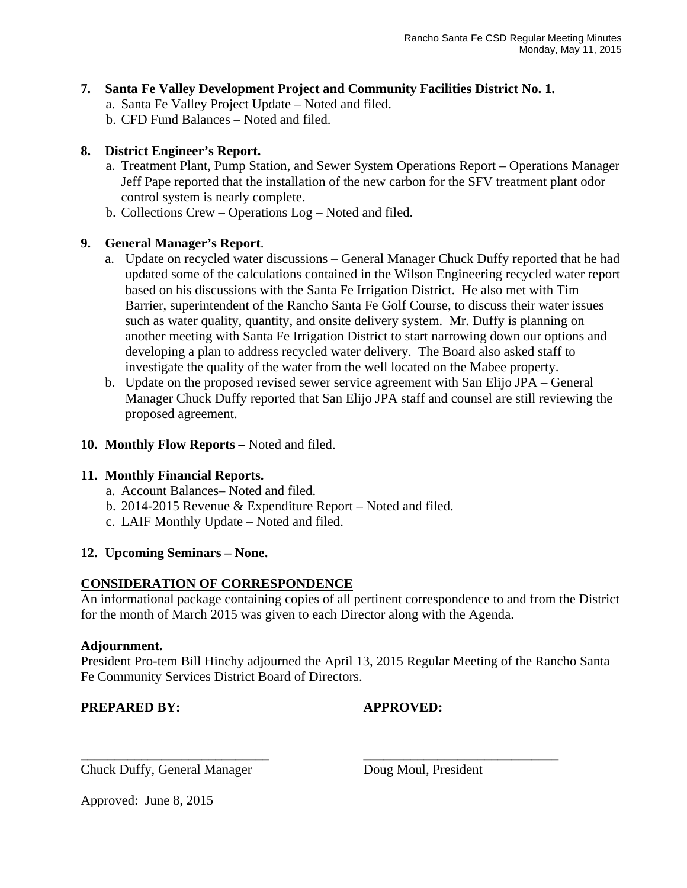7. **Santa Fe Valley Development Project and Community Facilities District No. 1.**
   a. Santa Fe Valley Project Update – Noted and filed.
   b. CFD Fund Balances – Noted and filed.

8. **District Engineer's Report.**
   a. Treatment Plant, Pump Station, and Sewer System Operations Report – Operations Manager Jeff Pape reported that the installation of the new carbon for the SFV treatment plant odor control system is nearly complete.
   b. Collections Crew – Operations Log – Noted and filed.

9. **General Manager's Report**.
   a. Update on recycled water discussions – General Manager Chuck Duffy reported that he had updated some of the calculations contained in the Wilson Engineering recycled water report based on his discussions with the Santa Fe Irrigation District. He also met with Tim Barrier, superintendent of the Rancho Santa Fe Golf Course, to discuss their water issues such as water quality, quantity, and onsite delivery system. Mr. Duffy is planning on another meeting with Santa Fe Irrigation District to start narrowing down our options and developing a plan to address recycled water delivery. The Board also asked staff to investigate the quality of the water from the well located on the Mabee property.
   b. Update on the proposed revised sewer service agreement with San Elijo JPA – General Manager Chuck Duffy reported that San Elijo JPA staff and counsel are still reviewing the proposed agreement.

10. **Monthly Flow Reports –** Noted and filed.

11. **Monthly Financial Reports.**
    a. Account Balances– Noted and filed.
    b. 2014-2015 Revenue & Expenditure Report – Noted and filed.
    c. LAIF Monthly Update – Noted and filed.

12. **Upcoming Seminars – None.**

**CONSIDERATION OF CORRESPONDENCE**

An informational package containing copies of all pertinent correspondence to and from the District for the month of March 2015 was given to each Director along with the Agenda.

**Adjournment.**

President Pro-tem Bill Hinchy adjourned the April 13, 2015 Regular Meeting of the Rancho Santa Fe Community Services District Board of Directors.

**PREPARED BY:** **APPROVED:**

______________________________ ______________________________

Chuck Duffy, General Manager Doug Moul, President

Approved: June 8, 2015